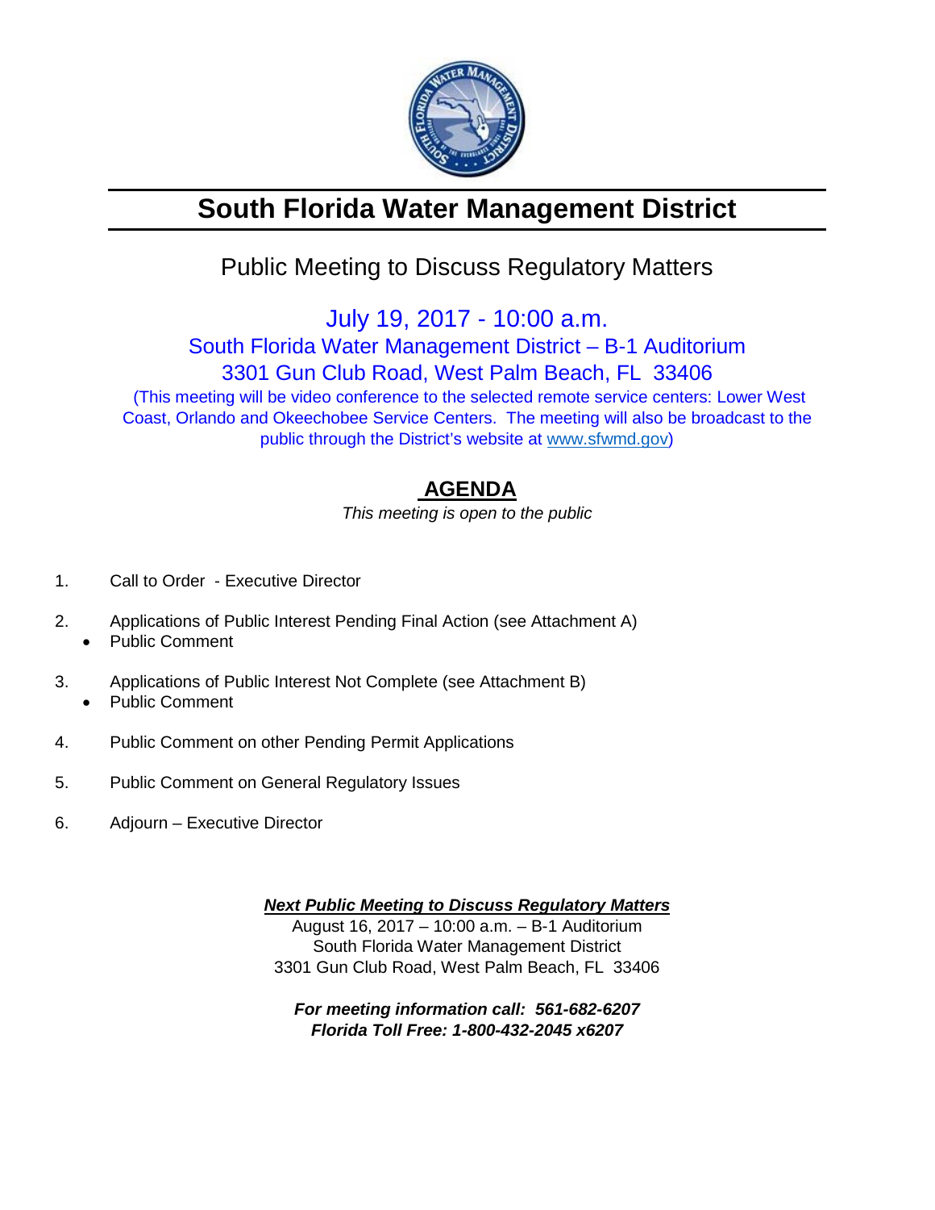# South Florida Water Management District

## Public Meeting to Discuss Regulatory Matters

July 19, 2017 - 10:00 a.m.
South Florida Water Management District – B-1 Auditorium
3301 Gun Club Road, West Palm Beach, FL 33406
(This meeting will be video conference to the selected remote service centers: Lower West Coast, Orlando and Okeechobee Service Centers. The meeting will also be broadcast to the public through the District's website at www.sfwmd.gov)

## AGENDA

*This meeting is open to the public*

1. Call to Order - Executive Director

2. Applications of Public Interest Pending Final Action (see Attachment A)
   - Public Comment

3. Applications of Public Interest Not Complete (see Attachment B)
   - Public Comment

4. Public Comment on other Pending Permit Applications

5. Public Comment on General Regulatory Issues

6. Adjourn – Executive Director

***Next Public Meeting to Discuss Regulatory Matters***
August 16, 2017 – 10:00 a.m. – B-1 Auditorium
South Florida Water Management District
3301 Gun Club Road, West Palm Beach, FL 33406

***For meeting information call: 561-682-6207***
***Florida Toll Free: 1-800-432-2045 x6207***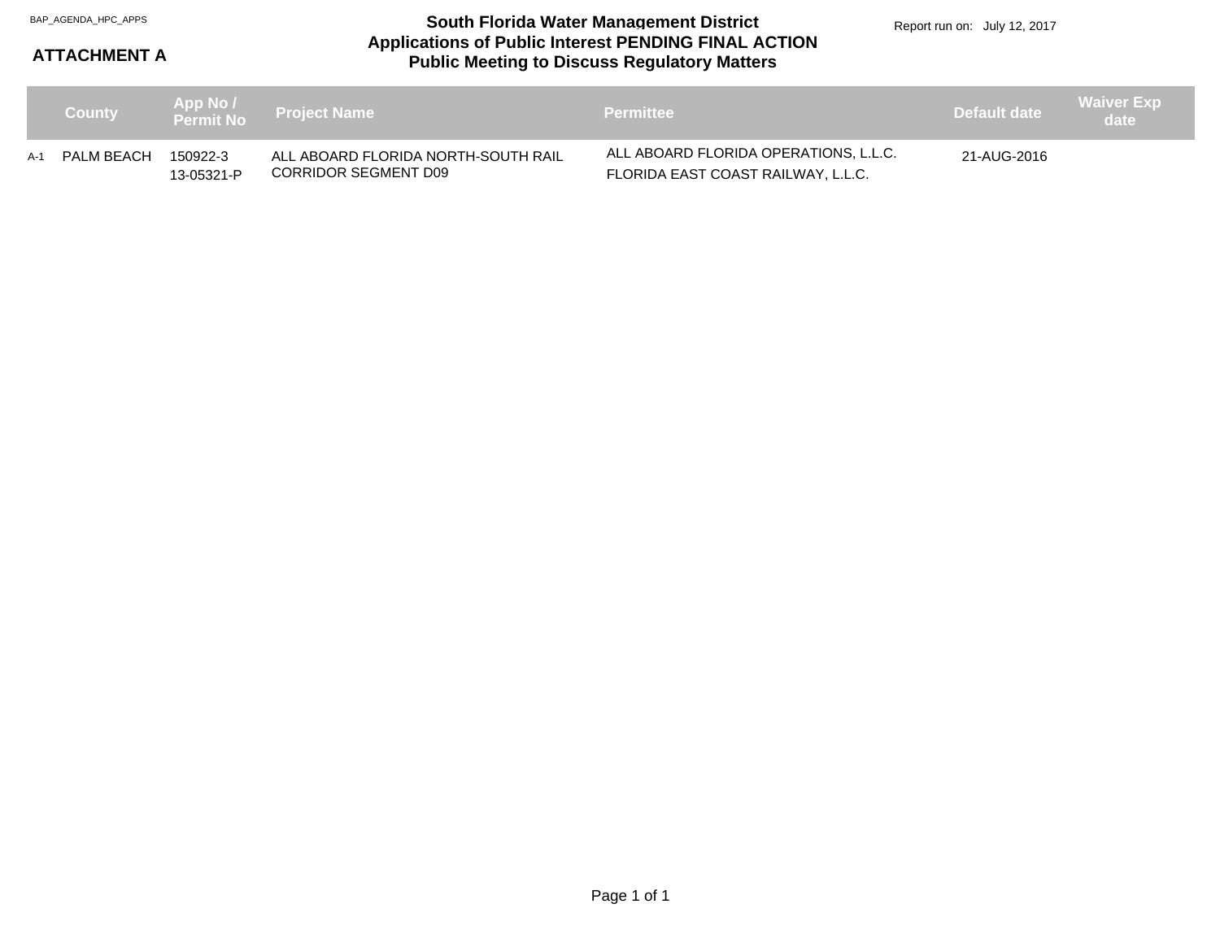BAP_AGENDA_HPC_APPS

**ATTACHMENT A**

# South Florida Water Management District
## Applications of Public Interest PENDING FINAL ACTION
## Public Meeting to Discuss Regulatory Matters

Report run on: July 12, 2017

| | County | App No / Permit No | Project Name | Permittee | Default date | Waiver Exp date |
|---|---|---|---|---|---|---|
| A-1 | PALM BEACH | 150922-3<br>13-05321-P | ALL ABOARD FLORIDA NORTH-SOUTH RAIL CORRIDOR SEGMENT D09 | ALL ABOARD FLORIDA OPERATIONS, L.L.C.<br>FLORIDA EAST COAST RAILWAY, L.L.C. | 21-AUG-2016 | |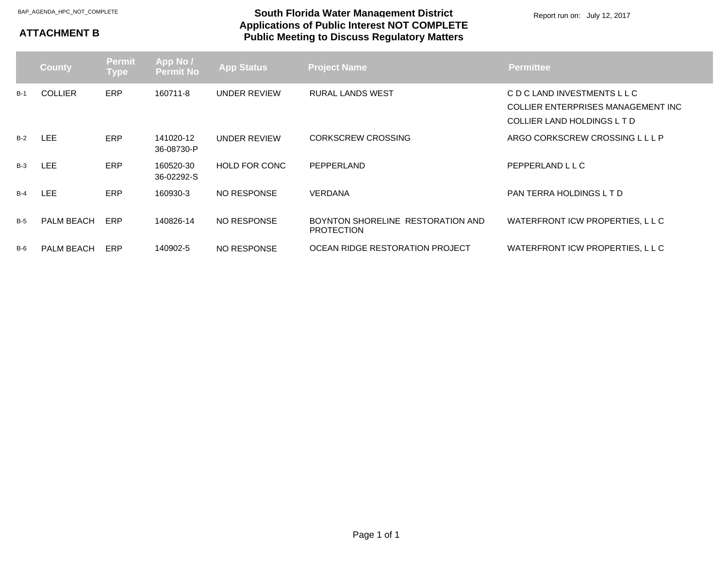BAP_AGENDA_HPC_NOT_COMPLETE

**ATTACHMENT B**

**South Florida Water Management District**
**Applications of Public Interest NOT COMPLETE**
**Public Meeting to Discuss Regulatory Matters**

Report run on: July 12, 2017

| | County | Permit Type | App No / Permit No | App Status | Project Name | Permittee |
|---|---|---|---|---|---|---|
| B-1 | COLLIER | ERP | 160711-8 | UNDER REVIEW | RURAL LANDS WEST | C D C LAND INVESTMENTS L L C<br>COLLIER ENTERPRISES MANAGEMENT INC<br>COLLIER LAND HOLDINGS L T D |
| B-2 | LEE | ERP | 141020-12<br>36-08730-P | UNDER REVIEW | CORKSCREW CROSSING | ARGO CORKSCREW CROSSING L L L P |
| B-3 | LEE | ERP | 160520-30<br>36-02292-S | HOLD FOR CONC | PEPPERLAND | PEPPERLAND L L C |
| B-4 | LEE | ERP | 160930-3 | NO RESPONSE | VERDANA | PAN TERRA HOLDINGS L T D |
| B-5 | PALM BEACH | ERP | 140826-14 | NO RESPONSE | BOYNTON SHORELINE RESTORATION AND PROTECTION | WATERFRONT ICW PROPERTIES, L L C |
| B-6 | PALM BEACH | ERP | 140902-5 | NO RESPONSE | OCEAN RIDGE RESTORATION PROJECT | WATERFRONT ICW PROPERTIES, L L C |